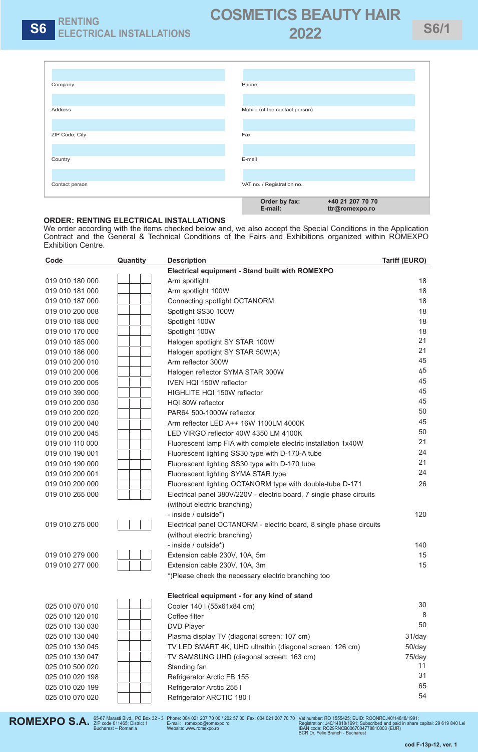S6 RENTING ELECTRICAL INSTALLATIONS

# COSMETICS BEAUTY HAIR 2022

S6/1

| | |
|---|---|
| Company | Phone |
| Address | Mobile (of the contact person) |
| ZIP Code; City | Fax |
| Country | E-mail |
| Contact person | VAT no. / Registration no. |

**Order by fax:** **+40 21 207 70 70**
**E-mail:** **ttr@romexpo.ro**

**ORDER: RENTING ELECTRICAL INSTALLATIONS**

We order according with the items checked below and, we also accept the Special Conditions in the Application Contract and the General & Technical Conditions of the Fairs and Exhibitions organized within ROMEXPO Exhibition Centre.

| Code | Quantity | Description | Tariff (EURO) |
|---|---|---|---|
| | | **Electrical equipment - Stand built with ROMEXPO** | |
| 019 010 180 000 | | Arm spotlight | 18 |
| 019 010 181 000 | | Arm spotlight 100W | 18 |
| 019 010 187 000 | | Connecting spotlight OCTANORM | 18 |
| 019 010 200 008 | | Spotlight SS30 100W | 18 |
| 019 010 188 000 | | Spotlight 100W | 18 |
| 019 010 170 000 | | Spotlight 100W | 18 |
| 019 010 185 000 | | Halogen spotlight SY STAR 100W | 21 |
| 019 010 186 000 | | Halogen spotlight SY STAR 50W(A) | 21 |
| 019 010 200 010 | | Arm reflector 300W | 45 |
| 019 010 200 006 | | Halogen reflector SYMA STAR 300W | 45 |
| 019 010 200 005 | | IVEN HQI 150W reflector | 45 |
| 019 010 390 000 | | HIGHLITE HQI 150W reflector | 45 |
| 019 010 200 030 | | HQI 80W reflector | 45 |
| 019 010 200 020 | | PAR64 500-1000W reflector | 50 |
| 019 010 200 040 | | Arm reflector LED A++ 16W 1100LM 4000K | 45 |
| 019 010 200 045 | | LED VIRGO reflector 40W 4350 LM 4100K | 50 |
| 019 010 110 000 | | Fluorescent lamp FIA with complete electric installation 1x40W | 21 |
| 019 010 190 001 | | Fluorescent lighting SS30 type with D-170-A tube | 24 |
| 019 010 190 000 | | Fluorescent lighting SS30 type with D-170 tube | 21 |
| 019 010 200 001 | | Fluorescent lighting SYMA STAR type | 24 |
| 019 010 200 000 | | Fluorescent lighting OCTANORM type with double-tube D-171 | 26 |
| 019 010 265 000 | | Electrical panel 380V/220V - electric board, 7 single phase circuits (without electric branching) - inside / outside*) | 120 |
| 019 010 275 000 | | Electrical panel OCTANORM - electric board, 8 single phase circuits (without electric branching) - inside / outside*) | 140 |
| 019 010 279 000 | | Extension cable 230V, 10A, 5m | 15 |
| 019 010 277 000 | | Extension cable 230V, 10A, 3m | 15 |
| | | *)Please check the necessary electric branching too | |
| | | **Electrical equipment - for any kind of stand** | |
| 025 010 070 010 | | Cooler 140 l (55x61x84 cm) | 30 |
| 025 010 120 010 | | Coffee filter | 8 |
| 025 010 130 030 | | DVD Player | 50 |
| 025 010 130 040 | | Plasma display TV (diagonal screen: 107 cm) | 31/day |
| 025 010 130 045 | | TV LED SMART 4K, UHD ultrathin (diagonal screen: 126 cm) | 50/day |
| 025 010 130 047 | | TV SAMSUNG UHD (diagonal screen: 163 cm) | 75/day |
| 025 010 500 020 | | Standing fan | 11 |
| 025 010 020 198 | | Refrigerator Arctic FB 155 | 31 |
| 025 010 020 199 | | Refrigerator Arctic 255 l | 65 |
| 025 010 070 020 | | Refrigerator ARCTIC 180 l | 54 |

**ROMEXPO S.A.** 65-67 Marasti Blvd., PO Box 32 - 3 ZIP code 011465; District 1 Bucharest – Romania | Phone: 004 021 207 70 00 / 202 57 00: Fax: 004 021 207 70 70 E-mail: romexpo@romexpo.ro Website: www.romexpo.ro | Vat number: RO 1555425; EUID: ROONRCJ40/14818/1991; Registration: J40/14818/1991; Subscribed and paid in share capital: 29 619 840 Lei IBAN code: RO29RNCB0067004778810003 (EUR) BCR Dr. Felix Branch - Bucharest

cod F-13p-12, ver. 1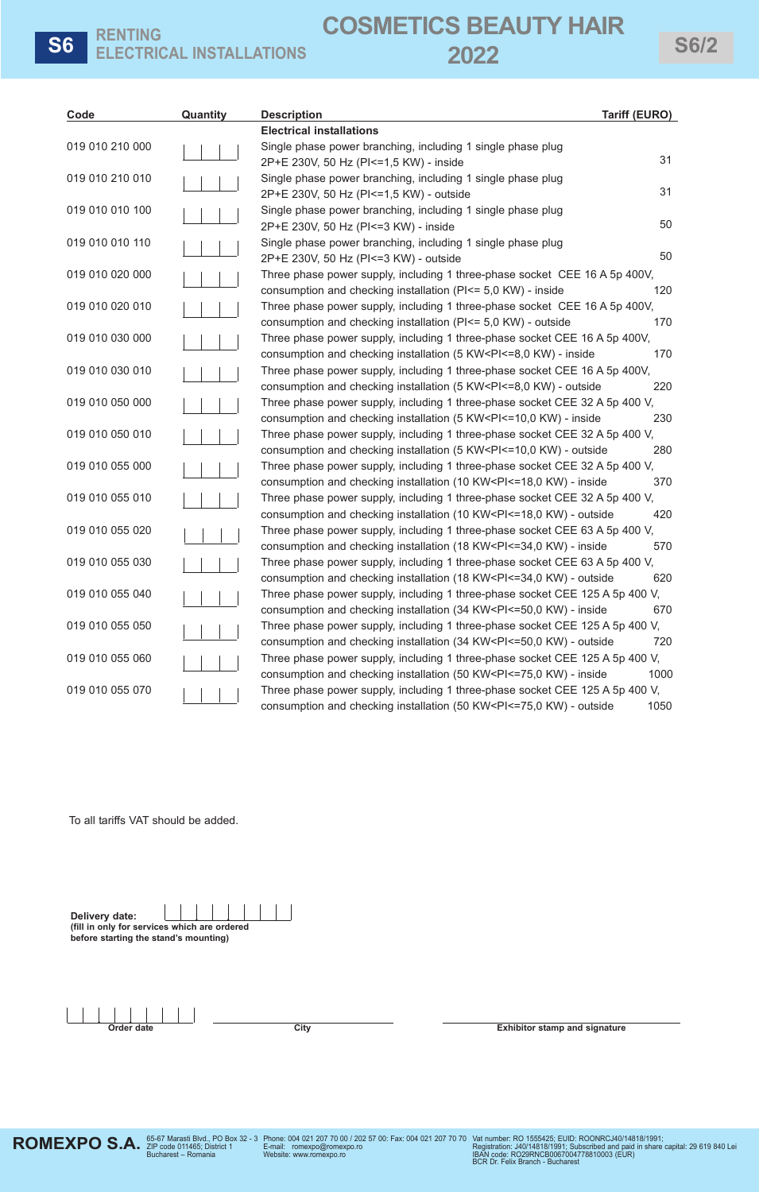# COSMETICS BEAUTY HAIR 2022

## S6 RENTING ELECTRICAL INSTALLATIONS

S6/2

| Code | Quantity | Description | Tariff (EURO) |
|---|---|---|---|
| | | **Electrical installations** | |
| 019 010 210 000 | | Single phase power branching, including 1 single phase plug 2P+E 230V, 50 Hz (PI<=1,5 KW) - inside | 31 |
| 019 010 210 010 | | Single phase power branching, including 1 single phase plug 2P+E 230V, 50 Hz (PI<=1,5 KW) - outside | 31 |
| 019 010 010 100 | | Single phase power branching, including 1 single phase plug 2P+E 230V, 50 Hz (PI<=3 KW) - inside | 50 |
| 019 010 010 110 | | Single phase power branching, including 1 single phase plug 2P+E 230V, 50 Hz (PI<=3 KW) - outside | 50 |
| 019 010 020 000 | | Three phase power supply, including 1 three-phase socket CEE 16 A 5p 400V, consumption and checking installation (PI<= 5,0 KW) - inside | 120 |
| 019 010 020 010 | | Three phase power supply, including 1 three-phase socket CEE 16 A 5p 400V, consumption and checking installation (PI<= 5,0 KW) - outside | 170 |
| 019 010 030 000 | | Three phase power supply, including 1 three-phase socket CEE 16 A 5p 400V, consumption and checking installation (5 KW<PI<=8,0 KW) - inside | 170 |
| 019 010 030 010 | | Three phase power supply, including 1 three-phase socket CEE 16 A 5p 400V, consumption and checking installation (5 KW<PI<=8,0 KW) - outside | 220 |
| 019 010 050 000 | | Three phase power supply, including 1 three-phase socket CEE 32 A 5p 400 V, consumption and checking installation (5 KW<PI<=10,0 KW) - inside | 230 |
| 019 010 050 010 | | Three phase power supply, including 1 three-phase socket CEE 32 A 5p 400 V, consumption and checking installation (5 KW<PI<=10,0 KW) - outside | 280 |
| 019 010 055 000 | | Three phase power supply, including 1 three-phase socket CEE 32 A 5p 400 V, consumption and checking installation (10 KW<PI<=18,0 KW) - inside | 370 |
| 019 010 055 010 | | Three phase power supply, including 1 three-phase socket CEE 32 A 5p 400 V, consumption and checking installation (10 KW<PI<=18,0 KW) - outside | 420 |
| 019 010 055 020 | | Three phase power supply, including 1 three-phase socket CEE 63 A 5p 400 V, consumption and checking installation (18 KW<PI<=34,0 KW) - inside | 570 |
| 019 010 055 030 | | Three phase power supply, including 1 three-phase socket CEE 63 A 5p 400 V, consumption and checking installation (18 KW<PI<=34,0 KW) - outside | 620 |
| 019 010 055 040 | | Three phase power supply, including 1 three-phase socket CEE 125 A 5p 400 V, consumption and checking installation (34 KW<PI<=50,0 KW) - inside | 670 |
| 019 010 055 050 | | Three phase power supply, including 1 three-phase socket CEE 125 A 5p 400 V, consumption and checking installation (34 KW<PI<=50,0 KW) - outside | 720 |
| 019 010 055 060 | | Three phase power supply, including 1 three-phase socket CEE 125 A 5p 400 V, consumption and checking installation (50 KW<PI<=75,0 KW) - inside | 1000 |
| 019 010 055 070 | | Three phase power supply, including 1 three-phase socket CEE 125 A 5p 400 V, consumption and checking installation (50 KW<PI<=75,0 KW) - outside | 1050 |

To all tariffs VAT should be added.

**Delivery date:**
**(fill in only for services which are ordered before starting the stand's mounting)**

**Order date** **City** **Exhibitor stamp and signature**

**ROMEXPO S.A.** 65-67 Marasti Blvd., PO Box 32 - 3 ZIP code 011465; District 1 Bucharest – Romania Phone: 004 021 207 70 00 / 202 57 00: Fax: 004 021 207 70 70 E-mail: romexpo@romexpo.ro Website: www.romexpo.ro Vat number: RO 1555425; EUID: ROONRCJ40/14818/1991; Registration: J40/14818/1991; Subscribed and paid in share capital: 29 619 840 Lei IBAN code: RO29RNCB0067004778810003 (EUR) BCR Dr. Felix Branch - Bucharest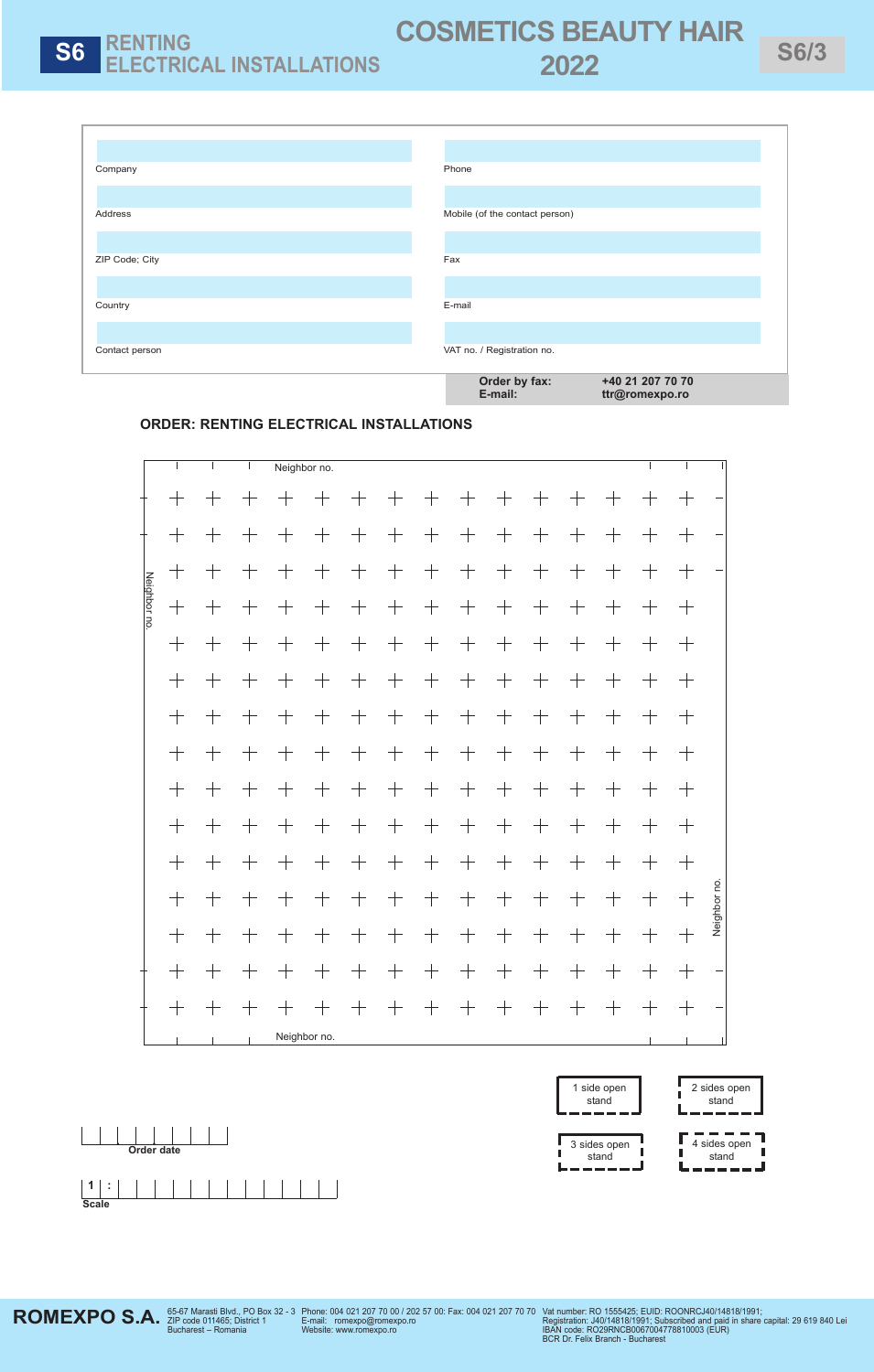**S6** RENTING ELECTRICAL INSTALLATIONS

# COSMETICS BEAUTY HAIR 2022

| | |
|---|---|
| Company | Phone |
| Address | Mobile (of the contact person) |
| ZIP Code; City | Fax |
| Country | E-mail |
| Contact person | VAT no. / Registration no. |

**Order by fax:** **+40 21 207 70 70**
**E-mail:** **ttr@romexpo.ro**

## ORDER: RENTING ELECTRICAL INSTALLATIONS

Neighbor no.

Neighbor no.

Neighbor no.

Neighbor no.

1 side open stand

2 sides open stand

3 sides open stand

4 sides open stand

**Order date**

**1 :**

**Scale**

**ROMEXPO S.A.** 65-67 Marasti Blvd., PO Box 32 - 3 ZIP code 011465; District 1 Bucharest – Romania

Phone: 004 021 207 70 00 / 202 57 00: Fax: 004 021 207 70 70 E-mail: romexpo@romexpo.ro Website: www.romexpo.ro

Vat number: RO 1555425; EUID: ROONRCJ40/14818/1991; Registration: J40/14818/1991; Subscribed and paid in share capital: 29 619 840 Lei IBAN code: RO29RNCB0067004778810003 (EUR) BCR Dr. Felix Branch - Bucharest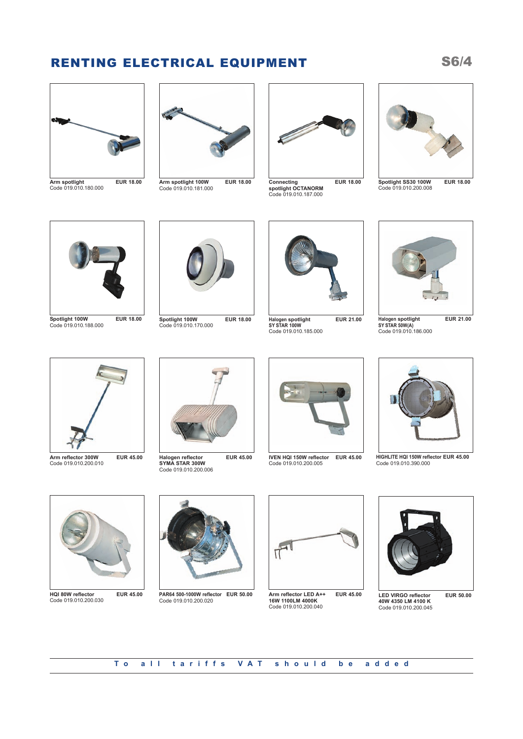# RENTING ELECTRICAL EQUIPMENT

S6/4

**Arm spotlight** **EUR 18.00**
Code 019.010.180.000

**Arm spotlight 100W** **EUR 18.00**
Code 019.010.181.000

**Connecting spotlight OCTANORM** **EUR 18.00**
Code 019.010.187.000

**Spotlight SS30 100W** **EUR 18.00**
Code 019.010.200.008

**Spotlight 100W** **EUR 18.00**
Code 019.010.188.000

**Spotlight 100W** **EUR 18.00**
Code 019.010.170.000

**Halogen spotlight SY STAR 100W** **EUR 21.00**
Code 019.010.185.000

**Halogen spotlight SY STAR 50W(A)** **EUR 21.00**
Code 019.010.186.000

**Arm reflector 300W** **EUR 45.00**
Code 019.010.200.010

**Halogen reflector SYMA STAR 300W** **EUR 45.00**
Code 019.010.200.006

**IVEN HQI 150W reflector** **EUR 45.00**
Code 019.010.200.005

**HIGHLITE HQI 150W reflector** **EUR 45.00**
Code 019.010.390.000

**HQI 80W reflector** **EUR 45.00**
Code 019.010.200.030

**PAR64 500-1000W reflector** **EUR 50.00**
Code 019.010.200.020

**Arm reflector LED A++ 16W 1100LM 4000K** **EUR 45.00**
Code 019.010.200.040

**LED VIRGO reflector 40W 4350 LM 4100 K** **EUR 50.00**
Code 019.010.200.045

**To all tariffs VAT should be added**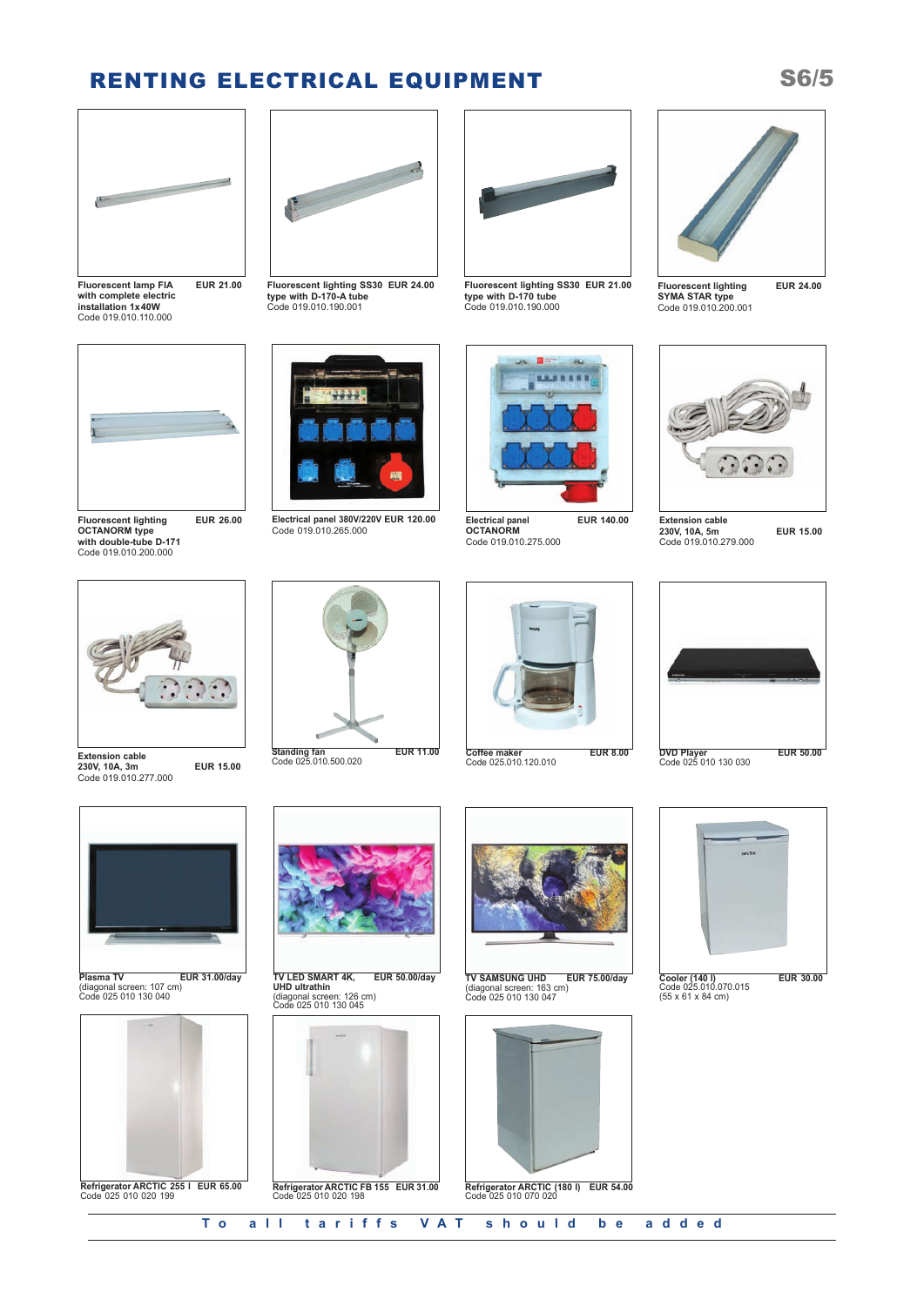# RENTING ELECTRICAL EQUIPMENT

S6/5

**Fluorescent lamp FIA with complete electric installation 1x40W** **EUR 21.00**
Code 019.010.110.000

**Fluorescent lighting SS30 type with D-170-A tube** **EUR 24.00**
Code 019.010.190.001

**Fluorescent lighting SS30 type with D-170 tube** **EUR 21.00**
Code 019.010.190.000

**Fluorescent lighting SYMA STAR type** **EUR 24.00**
Code 019.010.200.001

**Fluorescent lighting OCTANORM type with double-tube D-171** **EUR 26.00**
Code 019.010.200.000

**Electrical panel 380V/220V** **EUR 120.00**
Code 019.010.265.000

**Electrical panel OCTANORM** **EUR 140.00**
Code 019.010.275.000

**Extension cable 230V, 10A, 5m** **EUR 15.00**
Code 019.010.279.000

**Extension cable 230V, 10A, 3m** **EUR 15.00**
Code 019.010.277.000

**Standing fan** **EUR 11.00**
Code 025.010.500.020

**Coffee maker** **EUR 8.00**
Code 025.010.120.010

**DVD Player** **EUR 50.00**
Code 025 010 130 030

**Plasma TV** **EUR 31.00/day**
(diagonal screen: 107 cm)
Code 025 010 130 040

**TV LED SMART 4K, UHD ultrathin** **EUR 50.00/day**
(diagonal screen: 126 cm)
Code 025 010 130 045

**TV SAMSUNG UHD** **EUR 75.00/day**
(diagonal screen: 163 cm)
Code 025 010 130 047

**Cooler (140 l)** **EUR 30.00**
Code 025.010.070.015
(55 x 61 x 84 cm)

**Refrigerator ARCTIC 255 l** **EUR 65.00**
Code 025 010 020 199

**Refrigerator ARCTIC FB 155** **EUR 31.00**
Code 025 010 020 198

**Refrigerator ARCTIC (180 l)** **EUR 54.00**
Code 025 010 070 020

**To all tariffs VAT should be added**